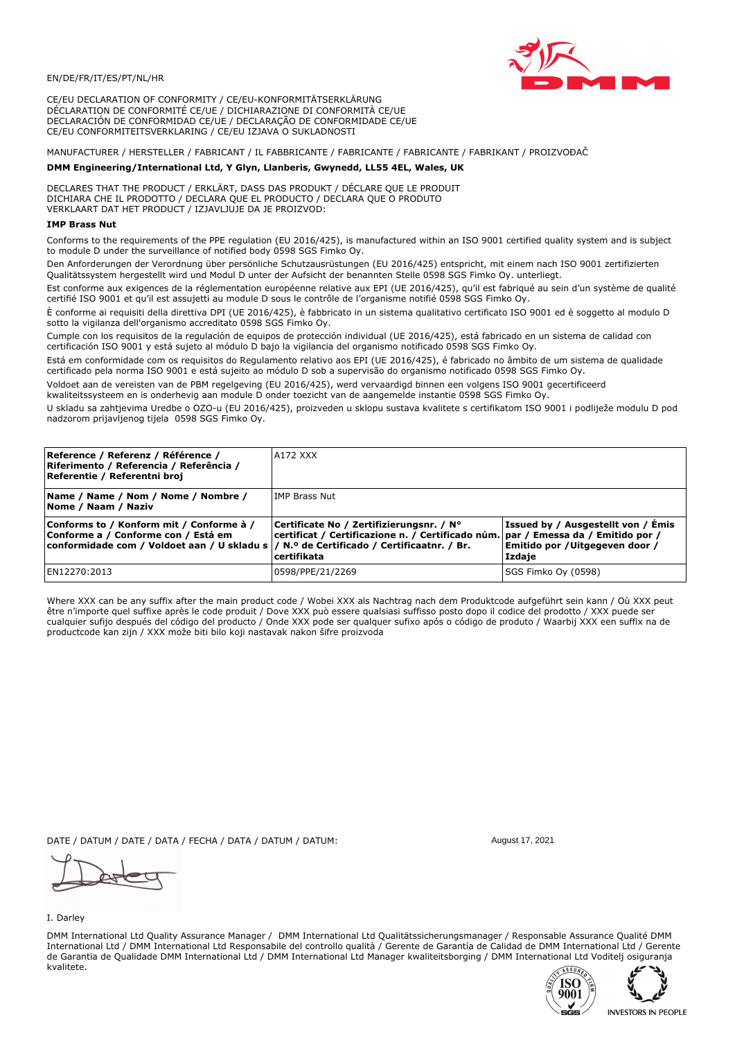EN/DE/FR/IT/ES/PT/NL/HR

CE/EU DECLARATION OF CONFORMITY / CE/EU-KONFORMITÄTSERKLÄRUNG
DÉCLARATION DE CONFORMITÉ CE/UE / DICHIARAZIONE DI CONFORMITÀ CE/UE
DECLARACIÓN DE CONFORMIDAD CE/UE / DECLARAÇÃO DE CONFORMIDADE CE/UE
CE/EU CONFORMITEITSVERKLARING / CE/EU IZJAVA O SUKLADNOSTI

MANUFACTURER / HERSTELLER / FABRICANT / IL FABBRICANTE / FABRICANTE / FABRICANTE / FABRIKANT / PROIZVOĐAČ

**DMM Engineering/International Ltd, Y Glyn, Llanberis, Gwynedd, LL55 4EL, Wales, UK**

DECLARES THAT THE PRODUCT / ERKLÄRT, DASS DAS PRODUKT / DÉCLARE QUE LE PRODUIT
DICHIARA CHE IL PRODOTTO / DECLARA QUE EL PRODUCTO / DECLARA QUE O PRODUTO
VERKLAART DAT HET PRODUCT / IZJAVLJUJE DA JE PROIZVOD:

**IMP Brass Nut**

Conforms to the requirements of the PPE regulation (EU 2016/425), is manufactured within an ISO 9001 certified quality system and is subject to module D under the surveillance of notified body 0598 SGS Fimko Oy.

Den Anforderungen der Verordnung über persönliche Schutzausrüstungen (EU 2016/425) entspricht, mit einem nach ISO 9001 zertifizierten Qualitätssystem hergestellt wird und Modul D unter der Aufsicht der benannten Stelle 0598 SGS Fimko Oy. unterliegt.

Est conforme aux exigences de la réglementation européenne relative aux EPI (UE 2016/425), qu'il est fabriqué au sein d'un système de qualité certifié ISO 9001 et qu'il est assujetti au module D sous le contrôle de l'organisme notifié 0598 SGS Fimko Oy.

È conforme ai requisiti della direttiva DPI (UE 2016/425), è fabbricato in un sistema qualitativo certificato ISO 9001 ed è soggetto al modulo D sotto la vigilanza dell'organismo accreditato 0598 SGS Fimko Oy.

Cumple con los requisitos de la regulación de equipos de protección individual (UE 2016/425), está fabricado en un sistema de calidad con certificación ISO 9001 y está sujeto al módulo D bajo la vigilancia del organismo notificado 0598 SGS Fimko Oy.

Está em conformidade com os requisitos do Regulamento relativo aos EPI (UE 2016/425), é fabricado no âmbito de um sistema de qualidade certificado pela norma ISO 9001 e está sujeito ao módulo D sob a supervisão do organismo notificado 0598 SGS Fimko Oy.

Voldoet aan de vereisten van de PBM regelgeving (EU 2016/425), werd vervaardigd binnen een volgens ISO 9001 gecertificeerd kwaliteitssysteem en is onderhevig aan module D onder toezicht van de aangemelde instantie 0598 SGS Fimko Oy.

U skladu sa zahtjevima Uredbe o OZO-u (EU 2016/425), proizveden u sklopu sustava kvalitete s certifikatom ISO 9001 i podliježe modulu D pod nadzorom prijavljenog tijela 0598 SGS Fimko Oy.

| **Reference / Referenz / Référence / Riferimento / Referencia / Referência / Referentie / Referentni broj** | A172 XXX | |
|---|---|---|
| **Name / Name / Nom / Nome / Nombre / Nome / Naam / Naziv** | IMP Brass Nut | |
| **Conforms to / Konform mit / Conforme à / Conforme a / Conforme con / Está em conformidade com / Voldoet aan / U skladu s** | **Certificate No / Zertifizierungsnr. / N° certificat / Certificazione n. / Certificado núm. / N.º de Certificado / Certificaatnr. / Br. certifikata** | **Issued by / Ausgestellt von / Émis par / Emessa da / Emitido por / Emitido por /Uitgegeven door / Izdaje** |
| EN12270:2013 | 0598/PPE/21/2269 | SGS Fimko Oy (0598) |

Where XXX can be any suffix after the main product code / Wobei XXX als Nachtrag nach dem Produktcode aufgeführt sein kann / Où XXX peut être n'importe quel suffixe après le code produit / Dove XXX può essere qualsiasi suffisso posto dopo il codice del prodotto / XXX puede ser cualquier sufijo después del código del producto / Onde XXX pode ser qualquer sufixo após o código de produto / Waarbij XXX een suffix na de productcode kan zijn / XXX može biti bilo koji nastavak nakon šifre proizvoda

DATE / DATUM / DATE / DATA / FECHA / DATA / DATUM / DATUM: August 17, 2021

I. Darley

DMM International Ltd Quality Assurance Manager / DMM International Ltd Qualitätssicherungsmanager / Responsable Assurance Qualité DMM International Ltd / DMM International Ltd Responsabile del controllo qualità / Gerente de Garantía de Calidad de DMM International Ltd / Gerente de Garantia de Qualidade DMM International Ltd / DMM International Ltd Manager kwaliteitsborging / DMM International Ltd Voditelj osiguranja kvalitete.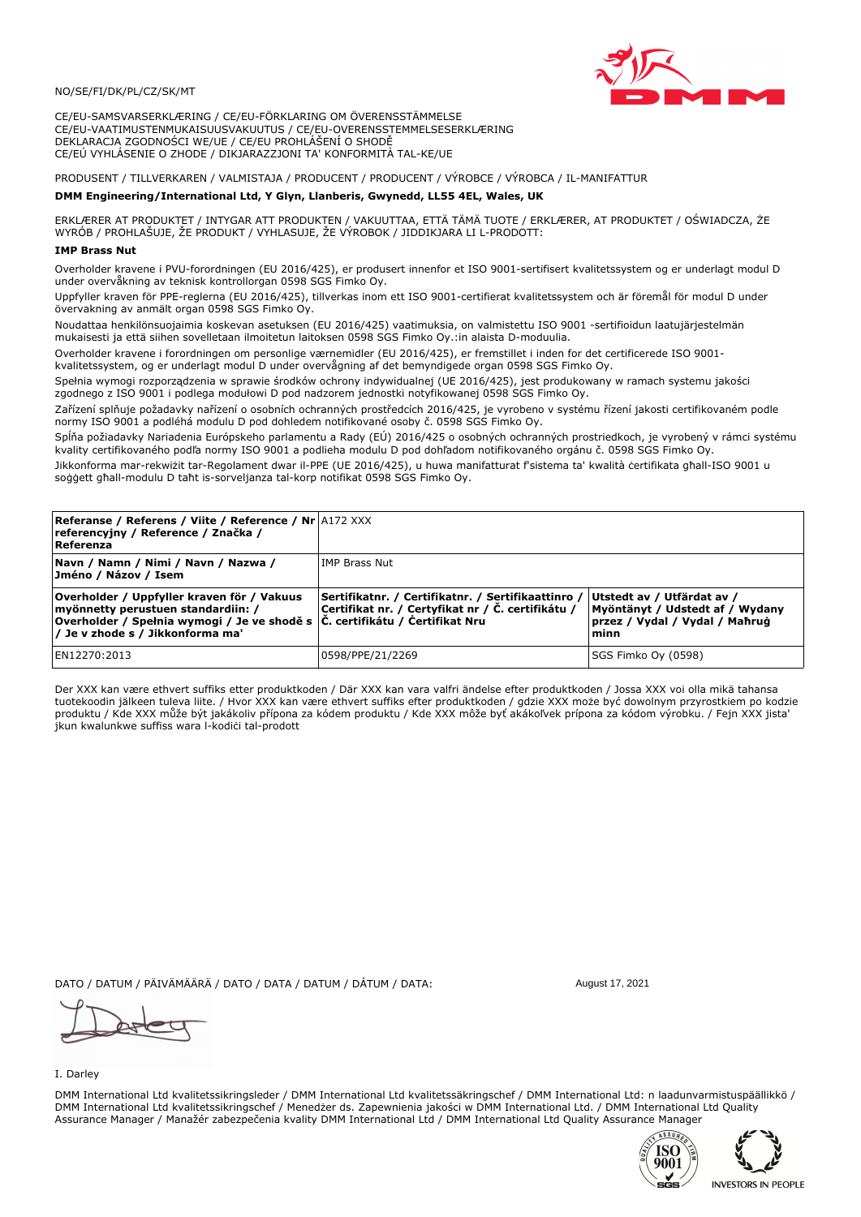NO/SE/FI/DK/PL/CZ/SK/MT

CE/EU-SAMSVARSERKLÆRING / CE/EU-FÖRKLARING OM ÖVERENSSTÄMMELSE
CE/EU-VAATIMUSTENMUKAISUUSVAKUUTUS / CE/EU-OVERENSSTEMMELSESERKLÆRING
DEKLARACJA ZGODNOŚCI WE/UE / CE/EU PROHLÁŠENÍ O SHODĚ
CE/EÚ VYHLÁSENIE O ZHODE / DIKJARAZZJONI TA' KONFORMITÀ TAL-KE/UE

PRODUSENT / TILLVERKAREN / VALMISTAJA / PRODUCENT / PRODUCENT / VÝROBCE / VÝROBCA / IL-MANIFATTUR

**DMM Engineering/International Ltd, Y Glyn, Llanberis, Gwynedd, LL55 4EL, Wales, UK**

ERKLÆRER AT PRODUKTET / INTYGAR ATT PRODUKTEN / VAKUUTTAA, ETTÄ TÄMÄ TUOTE / ERKLÆRER, AT PRODUKTET / OŚWIADCZA, ŻE WYRÓB / PROHLAŠUJE, ŽE PRODUKT / VYHLASUJE, ŽE VÝROBOK / JIDDIKJARA LI L-PRODOTT:

**IMP Brass Nut**

Overholder kravene i PVU-forordningen (EU 2016/425), er produsert innenfor et ISO 9001-sertifisert kvalitetssystem og er underlagt modul D under overvåkning av teknisk kontrollorgan 0598 SGS Fimko Oy.

Uppfyller kraven för PPE-reglerna (EU 2016/425), tillverkas inom ett ISO 9001-certifierat kvalitetssystem och är föremål för modul D under övervakning av anmält organ 0598 SGS Fimko Oy.

Noudattaa henkilönsuojaimia koskevan asetuksen (EU 2016/425) vaatimuksia, on valmistettu ISO 9001 -sertifioidun laatujärjestelmän mukaisesti ja että siihen sovelletaan ilmoitetun laitoksen 0598 SGS Fimko Oy.:in alaista D-moduulia.

Overholder kravene i forordningen om personlige værnemidler (EU 2016/425), er fremstillet i inden for det certificerede ISO 9001-kvalitetssystem, og er underlagt modul D under overvågning af det bemyndigede organ 0598 SGS Fimko Oy.

Spełnia wymogi rozporządzenia w sprawie środków ochrony indywidualnej (UE 2016/425), jest produkowany w ramach systemu jakości zgodnego z ISO 9001 i podlega modułowi D pod nadzorem jednostki notyfikowanej 0598 SGS Fimko Oy.

Zařízení splňuje požadavky nařízení o osobních ochranných prostředcích 2016/425, je vyrobeno v systému řízení jakosti certifikovaném podle normy ISO 9001 a podléhá modulu D pod dohledem notifikované osoby č. 0598 SGS Fimko Oy.

Spĺňa požiadavky Nariadenia Európskeho parlamentu a Rady (EÚ) 2016/425 o osobných ochranných prostriedkoch, je vyrobený v rámci systému kvality certifikovaného podľa normy ISO 9001 a podlieha modulu D pod dohľadom notifikovaného orgánu č. 0598 SGS Fimko Oy.

Jikkonforma mar-rekwiżit tar-Regolament dwar il-PPE (UE 2016/425), u huwa manifatturat f'sistema ta' kwalità ċertifikata għall-ISO 9001 u soġġett għall-modulu D taħt is-sorveljanza tal-korp notifikat 0598 SGS Fimko Oy.

| **Referanse / Referens / Viite / Reference / Nr referencyjny / Reference / Značka / Referenza** | A172 XXX | |
|---|---|---|
| **Navn / Namn / Nimi / Navn / Nazwa / Jméno / Názov / Isem** | IMP Brass Nut | |
| **Overholder / Uppfyller kraven för / Vakuus myönnetty perustuen standardiin: / Overholder / Spełnia wymogi / Je ve shodě s / Je v zhode s / Jikkonforma ma'** | **Sertifikatnr. / Certifikatnr. / Sertifikaattinro / Certifikat nr. / Certyfikat nr / Č. certifikátu / Č. certifikátu / Ċertifikat Nru** | **Utstedt av / Utfärdat av / Myöntänyt / Udstedt af / Wydany przez / Vydal / Vydal / Maħruġ minn** |
| EN12270:2013 | 0598/PPE/21/2269 | SGS Fimko Oy (0598) |

Der XXX kan være ethvert suffiks etter produktkoden / Där XXX kan vara valfri ändelse efter produktkoden / Jossa XXX voi olla mikä tahansa tuotekoodin jälkeen tuleva liite. / Hvor XXX kan være ethvert suffiks efter produktkoden / gdzie XXX może być dowolnym przyrostkiem po kodzie produktu / Kde XXX může být jakákoliv přípona za kódem produktu / Kde XXX môže byť akákoľvek prípona za kódom výrobku. / Fejn XXX jista' jkun kwalunkwe suffiss wara l-kodiċi tal-prodott

DATO / DATUM / PÄIVÄMÄÄRÄ / DATO / DATA / DATUM / DÁTUM / DATA: August 17, 2021

I. Darley

DMM International Ltd kvalitetssikringsleder / DMM International Ltd kvalitetssäkringschef / DMM International Ltd: n laadunvarmistuspäällikkö / DMM International Ltd kvalitetssikringschef / Menedżer ds. Zapewnienia jakości w DMM International Ltd. / DMM International Ltd Quality Assurance Manager / Manažér zabezpečenia kvality DMM International Ltd / DMM International Ltd Quality Assurance Manager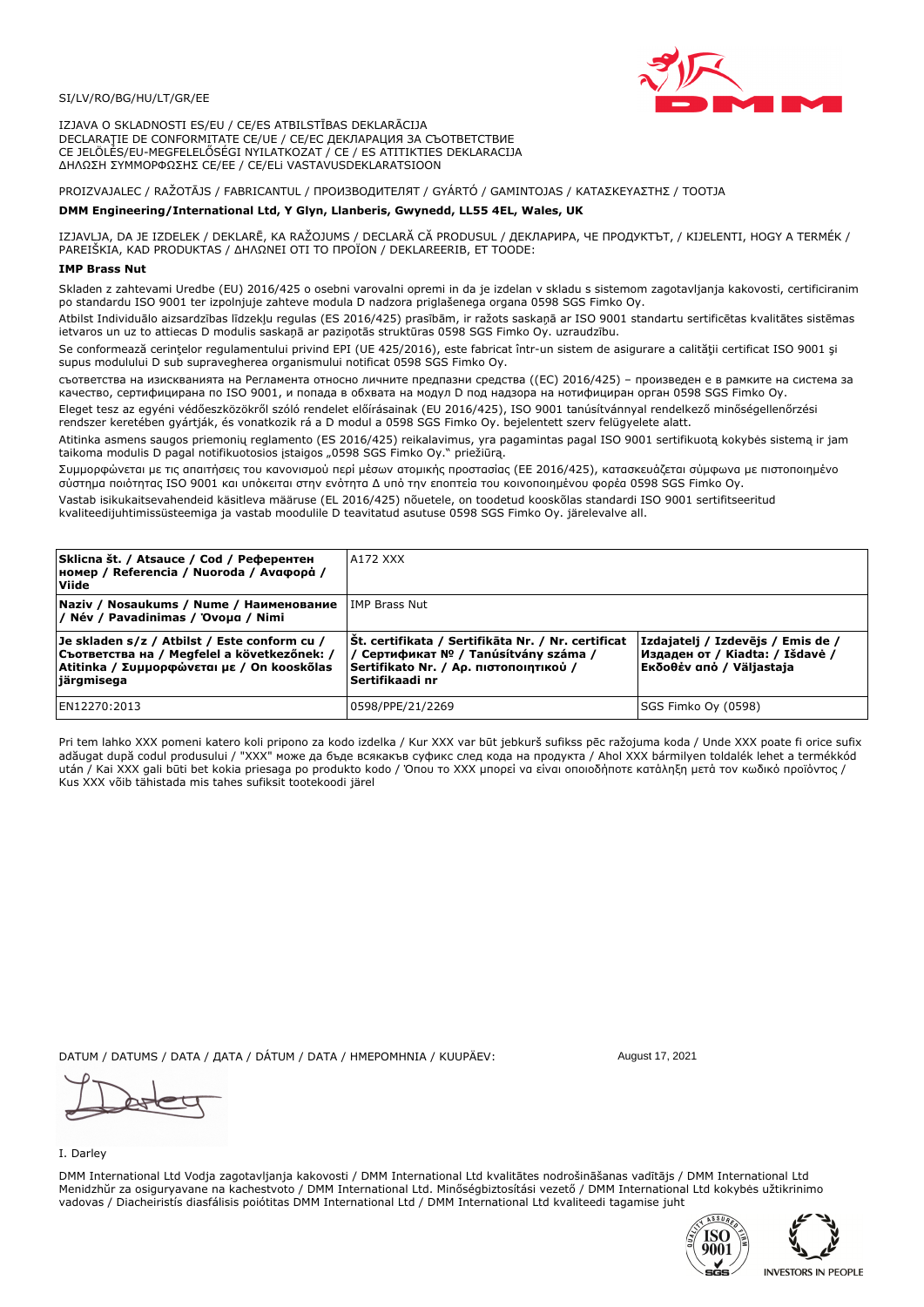SI/LV/RO/BG/HU/LT/GR/EE

IZJAVA O SKLADNOSTI ES/EU / CE/ES ATBILSTĪBAS DEKLARĀCIJA
DECLARAȚIE DE CONFORMITATE CE/UE / CE/EC ДЕКЛАРАЦИЯ ЗА СЪОТВЕТСТВИЕ
CE JELÖLÉS/EU-MEGFELELŐSÉGI NYILATKOZAT / CE / ES ATITIKTIES DEKLARACIJA
ΔΗΛΩΣΗ ΣΥΜΜΟΡΦΩΣΗΣ CE/ΕΕ / CE/ELi VASTAVUSDEKLARATSIOON

PROIZVAJALEC / RAŽOTĀJS / FABRICANTUL / ПРОИЗВОДИТЕЛЯТ / GYÁRTÓ / GAMINTOJAS / ΚΑΤΑΣΚΕΥΑΣΤΗΣ / TOOTJA

**DMM Engineering/International Ltd, Y Glyn, Llanberis, Gwynedd, LL55 4EL, Wales, UK**

IZJAVLJA, DA JE IZDELEK / DEKLARĒ, KA RAŽOJUMS / DECLARĂ CĂ PRODUSUL / ДЕКЛАРИРА, ЧЕ ПРОДУКТЪТ, / KIJELENTI, HOGY A TERMÉK / PAREIŠKIA, KAD PRODUKTAS / ΔΗΛΩΝΕΙ ΟΤΙ ΤΟ ΠΡΟΪΟΝ / DEKLAREERIB, ET TOODE:

**IMP Brass Nut**

Skladen z zahtevami Uredbe (EU) 2016/425 o osebni varovalni opremi in da je izdelan v skladu s sistemom zagotavljanja kakovosti, certificiranim po standardu ISO 9001 ter izpolnjuje zahteve modula D nadzora priglašenega organa 0598 SGS Fimko Oy.

Atbilst Individuālo aizsardzības līdzekļu regulas (ES 2016/425) prasībām, ir ražots saskaņā ar ISO 9001 standartu sertificētas kvalitātes sistēmas ietvaros un uz to attiecas D modulis saskaņā ar paziņotās struktūras 0598 SGS Fimko Oy. uzraudzību.

Se conformează cerințelor regulamentului privind EPI (UE 425/2016), este fabricat într-un sistem de asigurare a calității certificat ISO 9001 și supus modulului D sub supravegherea organismului notificat 0598 SGS Fimko Oy.

съответства на изискванията на Регламента относно личните предпазни средства ((EC) 2016/425) – произведен е в рамките на система за качество, сертифицирана по ISO 9001, и попада в обхвата на модул D под надзора на нотифициран орган 0598 SGS Fimko Oy.

Eleget tesz az egyéni védőeszközökről szóló rendelet előírásainak (EU 2016/425), ISO 9001 tanúsítvánnyal rendelkező minőségellenőrzési rendszer keretében gyártják, és vonatkozik rá a D modul a 0598 SGS Fimko Oy. bejelentett szerv felügyelete alatt.

Atitinka asmens saugos priemonių reglamento (ES 2016/425) reikalavimus, yra pagamintas pagal ISO 9001 sertifikuotą kokybės sistemą ir jam taikoma modulis D pagal notifikuotosios įstaigos „0598 SGS Fimko Oy." priežiūrą.

Συμμορφώνεται με τις απαιτήσεις του κανονισμού περί μέσων ατομικής προστασίας (ΕΕ 2016/425), κατασκευάζεται σύμφωνα με πιστοποιημένο σύστημα ποιότητας ISO 9001 και υπόκειται στην ενότητα Δ υπό την εποπτεία του κοινοποιημένου φορέα 0598 SGS Fimko Oy.

Vastab isikukaitsevahendeid käsitleva määruse (EL 2016/425) nõuetele, on toodetud kooskõlas standardi ISO 9001 sertifitseeritud kvaliteedijuhtimissüsteemiga ja vastab moodulile D teavitatud asutuse 0598 SGS Fimko Oy. järelevalve all.

| | | |
|---|---|---|
| **Sklicna št. / Atsauce / Cod / Референтен номер / Referencia / Nuoroda / Αναφορά / Viide** | A172 XXX | |
| **Naziv / Nosaukums / Nume / Наименование / Név / Pavadinimas / Όνομα / Nimi** | IMP Brass Nut | |
| **Je skladen s/z / Atbilst / Este conform cu / Съответства на / Megfelel a következőnek: / Atitinka / Συμμορφώνεται με / On kooskõlas järgmisega** | **Št. certifikata / Sertifikāta Nr. / Nr. certificat / Сертификат № / Tanúsítvány száma / Sertifikato Nr. / Αρ. πιστοποιητικού / Sertifikaadi nr** | **Izdajatelj / Izdevējs / Emis de / Издаден от / Kiadta: / Išdavė / Εκδοθέν από / Väljastaja** |
| EN12270:2013 | 0598/PPE/21/2269 | SGS Fimko Oy (0598) |

Pri tem lahko XXX pomeni katero koli pripono za kodo izdelka / Kur XXX var būt jebkurš sufikss pēc ražojuma koda / Unde XXX poate fi orice sufix adăugat după codul produsului / "XXX" може да бъде всякакъв суфикс след кода на продукта / Ahol XXX bármilyen toldalék lehet a termékkód után / Kai XXX gali būti bet kokia priesaga po produkto kodo / Όπου το XXX μπορεί να είναι οποιοδήποτε κατάληξη μετά τον κωδικό προϊόντος / Kus XXX võib tähistada mis tahes sufiksit tootekoodi järel

DATUM / DATUMS / DATA / ДАТА / DÁTUM / DATA / ΗΜΕΡΟΜΗΝΙΑ / KUUPÄEV: August 17, 2021

I. Darley

DMM International Ltd Vodja zagotavljanja kakovosti / DMM International Ltd kvalitātes nodrošināšanas vadītājs / DMM International Ltd Menidzhăr za osiguryavane na kachestvoto / DMM International Ltd. Minőségbiztosítási vezető / DMM International Ltd kokybės užtikrinimo vadovas / Diacheiristís diasfálisis poiótitas DMM International Ltd / DMM International Ltd kvaliteedi tagamise juht